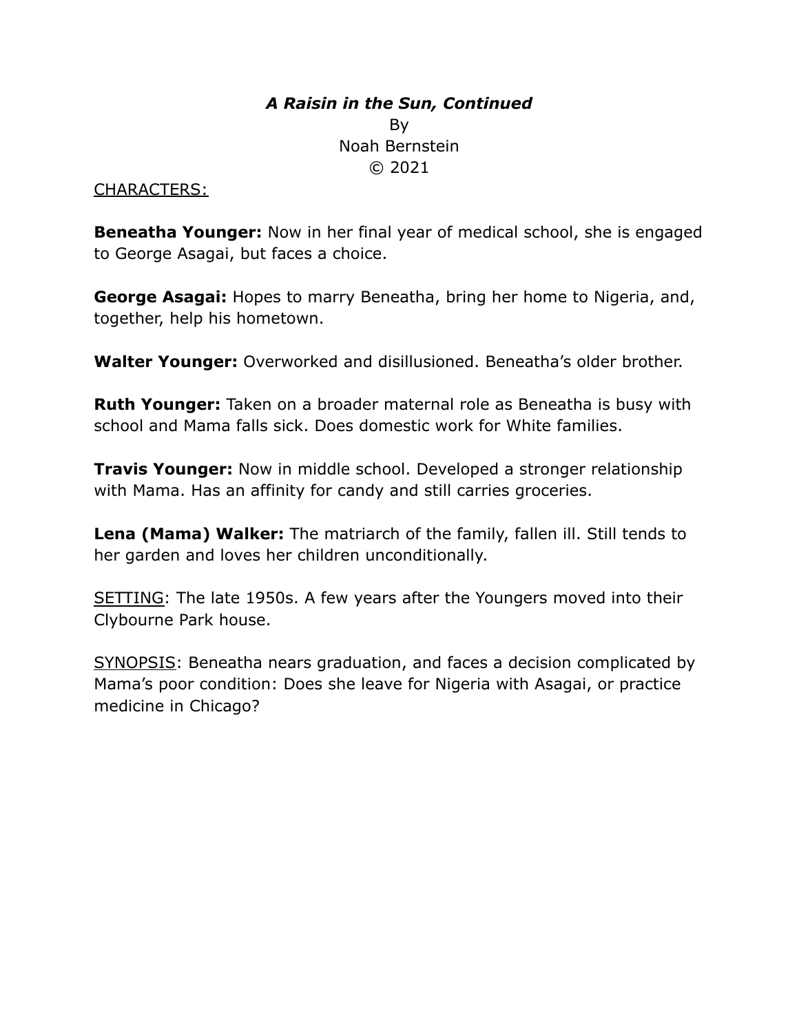# ***A Raisin in the Sun, Continued***

By
Noah Bernstein
© 2021

CHARACTERS:

**Beneatha Younger:** Now in her final year of medical school, she is engaged to George Asagai, but faces a choice.

**George Asagai:** Hopes to marry Beneatha, bring her home to Nigeria, and, together, help his hometown.

**Walter Younger:** Overworked and disillusioned. Beneatha's older brother.

**Ruth Younger:** Taken on a broader maternal role as Beneatha is busy with school and Mama falls sick. Does domestic work for White families.

**Travis Younger:** Now in middle school. Developed a stronger relationship with Mama. Has an affinity for candy and still carries groceries.

**Lena (Mama) Walker:** The matriarch of the family, fallen ill. Still tends to her garden and loves her children unconditionally.

SETTING: The late 1950s. A few years after the Youngers moved into their Clybourne Park house.

SYNOPSIS: Beneatha nears graduation, and faces a decision complicated by Mama's poor condition: Does she leave for Nigeria with Asagai, or practice medicine in Chicago?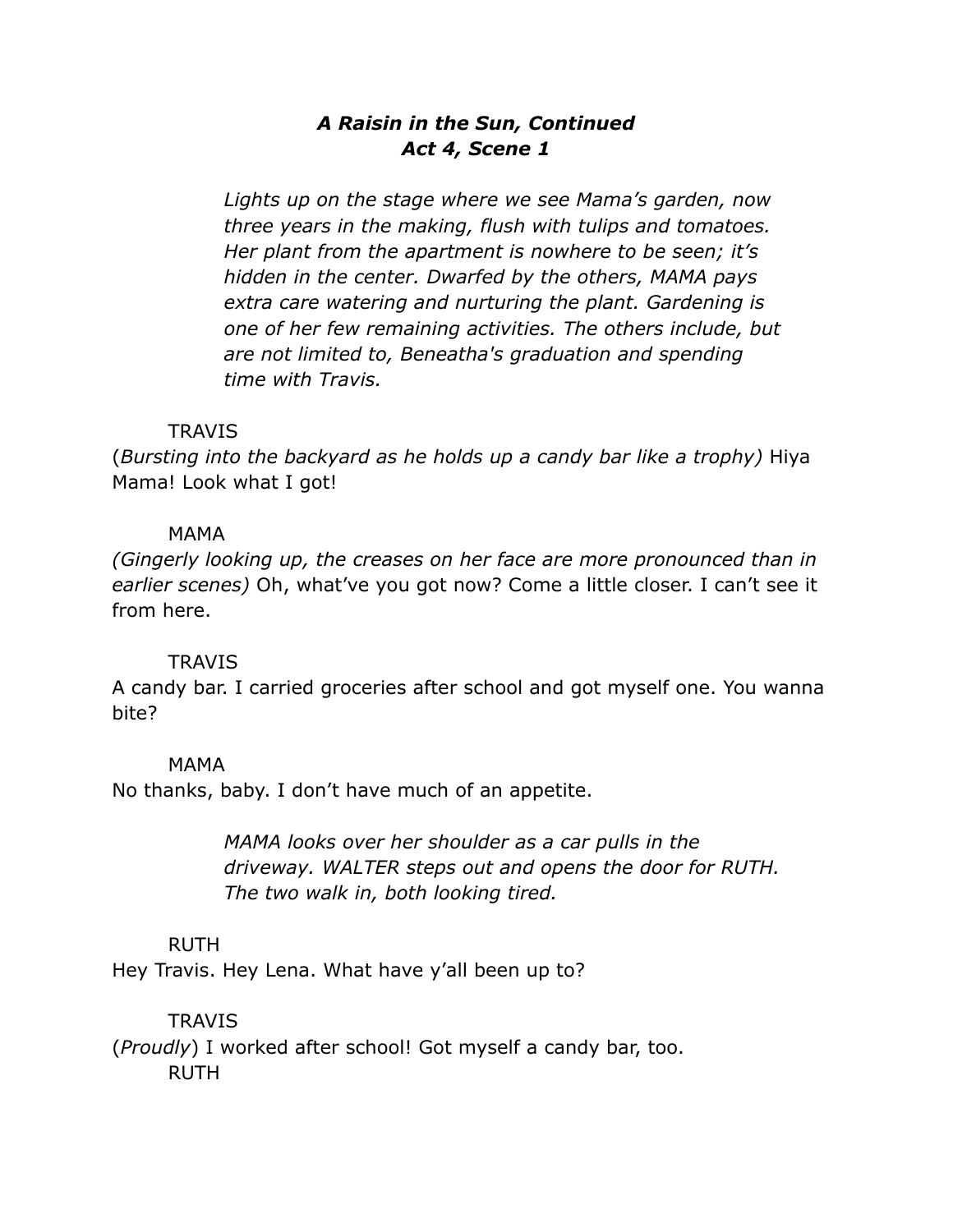## ***A Raisin in the Sun, Continued***
## ***Act 4, Scene 1***

*Lights up on the stage where we see Mama's garden, now three years in the making, flush with tulips and tomatoes. Her plant from the apartment is nowhere to be seen; it's hidden in the center. Dwarfed by the others, MAMA pays extra care watering and nurturing the plant. Gardening is one of her few remaining activities. The others include, but are not limited to, Beneatha's graduation and spending time with Travis.*

TRAVIS

(*Bursting into the backyard as he holds up a candy bar like a trophy)* Hiya Mama! Look what I got!

MAMA

*(Gingerly looking up, the creases on her face are more pronounced than in earlier scenes)* Oh, what've you got now? Come a little closer. I can't see it from here.

TRAVIS

A candy bar. I carried groceries after school and got myself one. You wanna bite?

MAMA

No thanks, baby. I don't have much of an appetite.

*MAMA looks over her shoulder as a car pulls in the driveway. WALTER steps out and opens the door for RUTH. The two walk in, both looking tired.*

RUTH

Hey Travis. Hey Lena. What have y'all been up to?

TRAVIS

(*Proudly*) I worked after school! Got myself a candy bar, too.

RUTH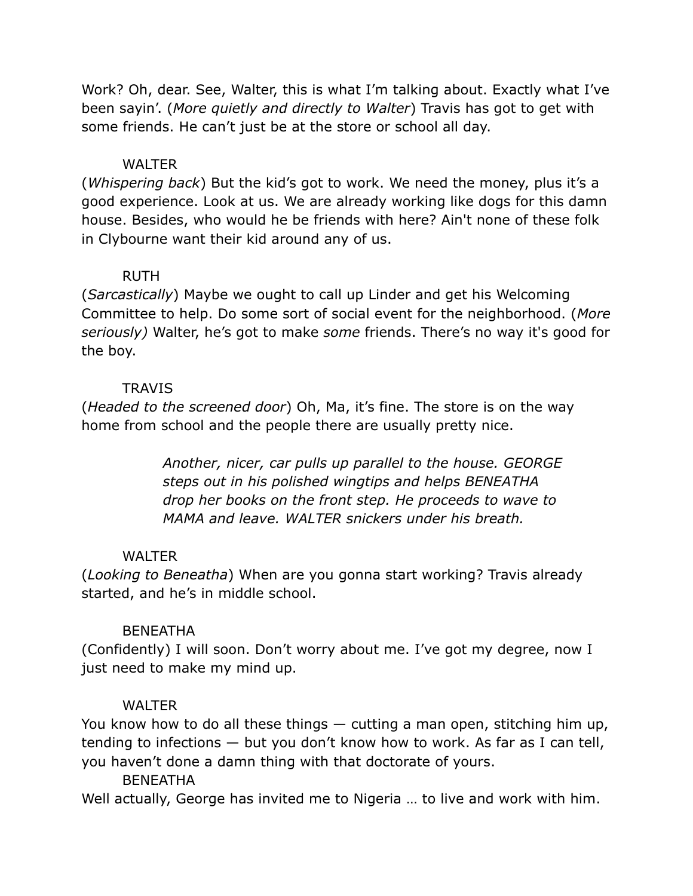Work? Oh, dear. See, Walter, this is what I'm talking about. Exactly what I've been sayin'. (*More quietly and directly to Walter*) Travis has got to get with some friends. He can't just be at the store or school all day.

WALTER

(*Whispering back*) But the kid's got to work. We need the money, plus it's a good experience. Look at us. We are already working like dogs for this damn house. Besides, who would he be friends with here? Ain't none of these folk in Clybourne want their kid around any of us.

RUTH

(*Sarcastically*) Maybe we ought to call up Linder and get his Welcoming Committee to help. Do some sort of social event for the neighborhood. (*More seriously)* Walter, he's got to make *some* friends. There's no way it's good for the boy.

TRAVIS

(*Headed to the screened door*) Oh, Ma, it's fine. The store is on the way home from school and the people there are usually pretty nice.

*Another, nicer, car pulls up parallel to the house. GEORGE steps out in his polished wingtips and helps BENEATHA drop her books on the front step. He proceeds to wave to MAMA and leave. WALTER snickers under his breath.*

WALTER

(*Looking to Beneatha*) When are you gonna start working? Travis already started, and he's in middle school.

BENEATHA

(Confidently) I will soon. Don't worry about me. I've got my degree, now I just need to make my mind up.

WALTER

You know how to do all these things — cutting a man open, stitching him up, tending to infections — but you don't know how to work. As far as I can tell, you haven't done a damn thing with that doctorate of yours.

BENEATHA

Well actually, George has invited me to Nigeria … to live and work with him.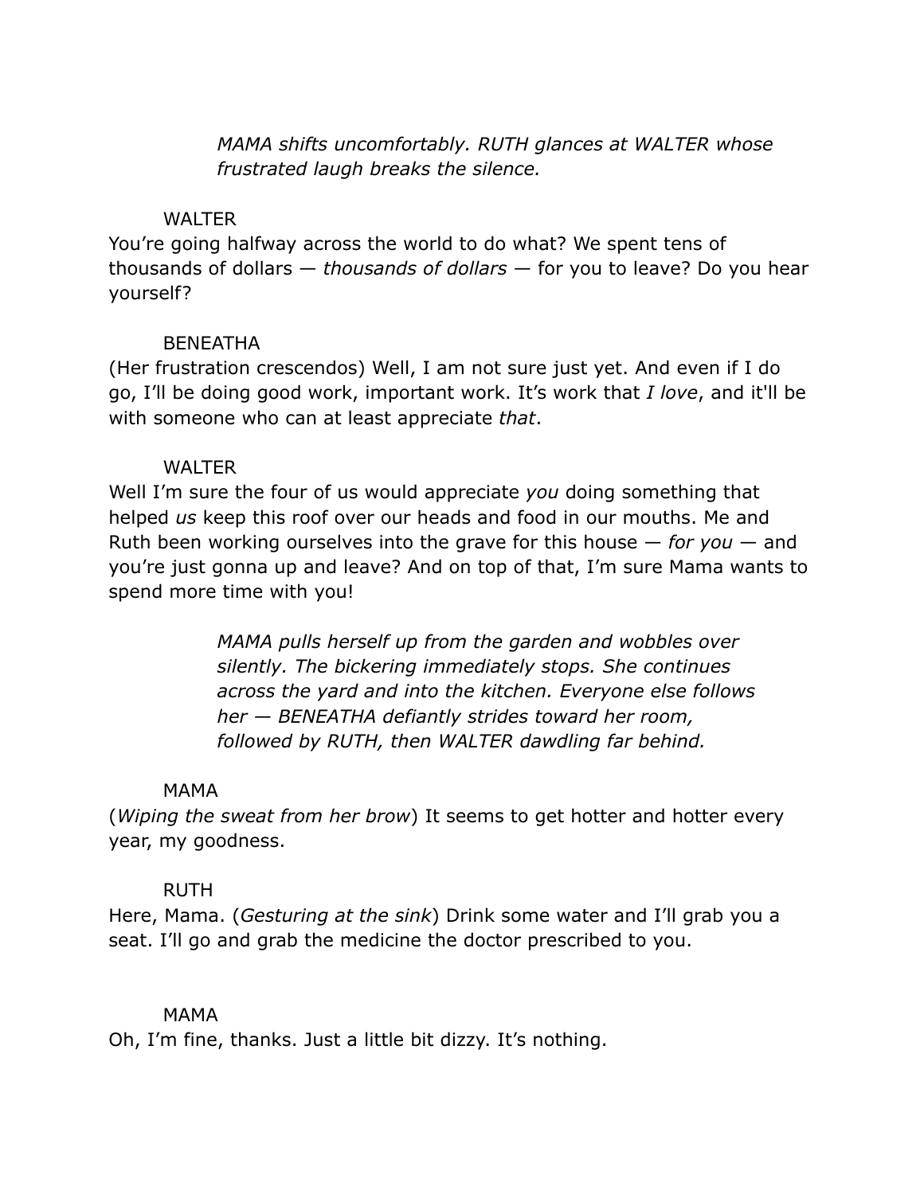*MAMA shifts uncomfortably. RUTH glances at WALTER whose frustrated laugh breaks the silence.*

WALTER

You're going halfway across the world to do what? We spent tens of thousands of dollars — *thousands of dollars* — for you to leave? Do you hear yourself?

BENEATHA

(Her frustration crescendos) Well, I am not sure just yet. And even if I do go, I'll be doing good work, important work. It's work that *I love*, and it'll be with someone who can at least appreciate *that*.

WALTER

Well I'm sure the four of us would appreciate *you* doing something that helped *us* keep this roof over our heads and food in our mouths. Me and Ruth been working ourselves into the grave for this house — *for you* — and you're just gonna up and leave? And on top of that, I'm sure Mama wants to spend more time with you!

*MAMA pulls herself up from the garden and wobbles over silently. The bickering immediately stops. She continues across the yard and into the kitchen. Everyone else follows her — BENEATHA defiantly strides toward her room, followed by RUTH, then WALTER dawdling far behind.*

MAMA

(*Wiping the sweat from her brow*) It seems to get hotter and hotter every year, my goodness.

RUTH

Here, Mama. (*Gesturing at the sink*) Drink some water and I'll grab you a seat. I'll go and grab the medicine the doctor prescribed to you.

MAMA

Oh, I'm fine, thanks. Just a little bit dizzy. It's nothing.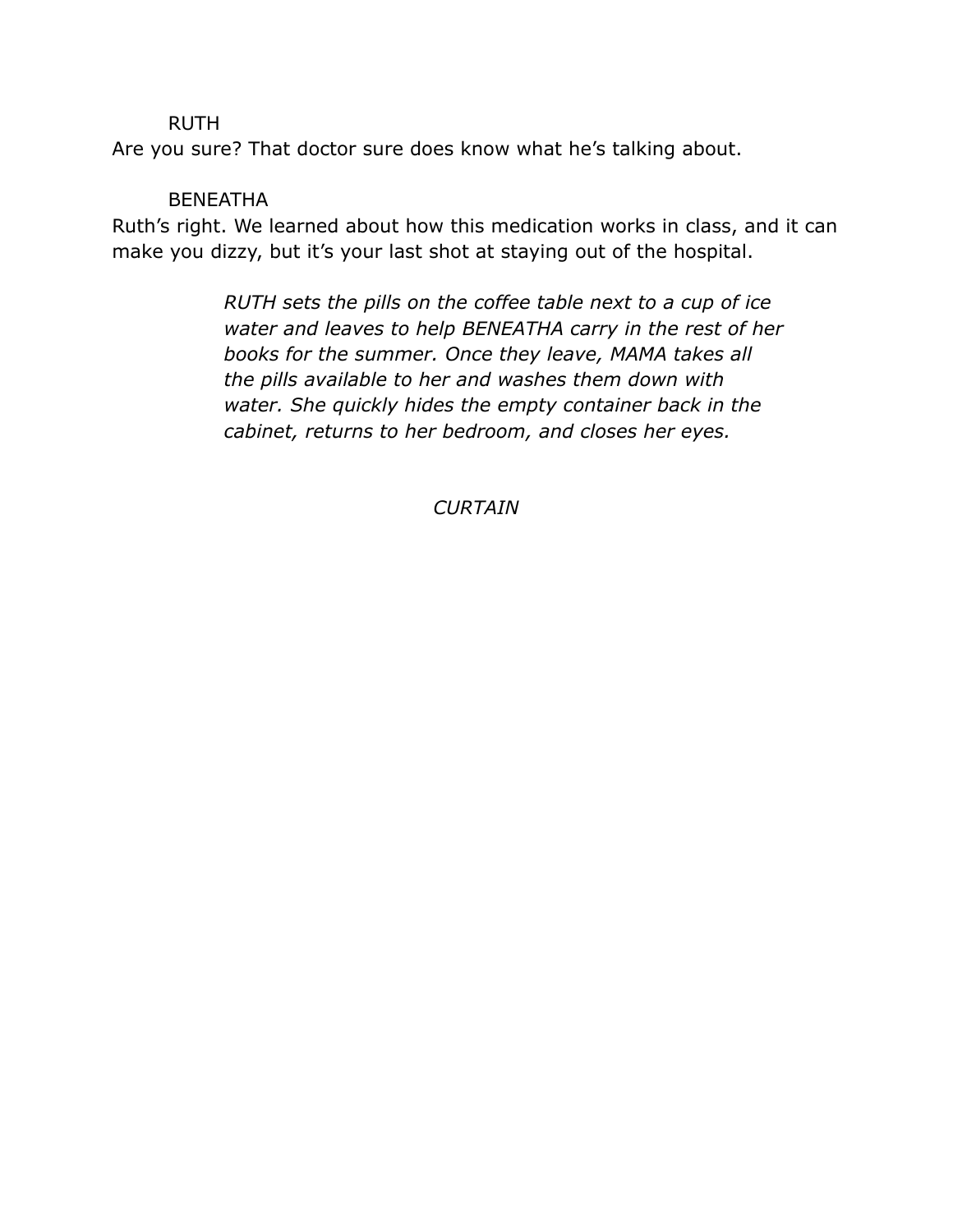RUTH

Are you sure? That doctor sure does know what he's talking about.

BENEATHA

Ruth's right. We learned about how this medication works in class, and it can make you dizzy, but it's your last shot at staying out of the hospital.

*RUTH sets the pills on the coffee table next to a cup of ice water and leaves to help BENEATHA carry in the rest of her books for the summer. Once they leave, MAMA takes all the pills available to her and washes them down with water. She quickly hides the empty container back in the cabinet, returns to her bedroom, and closes her eyes.*

*CURTAIN*